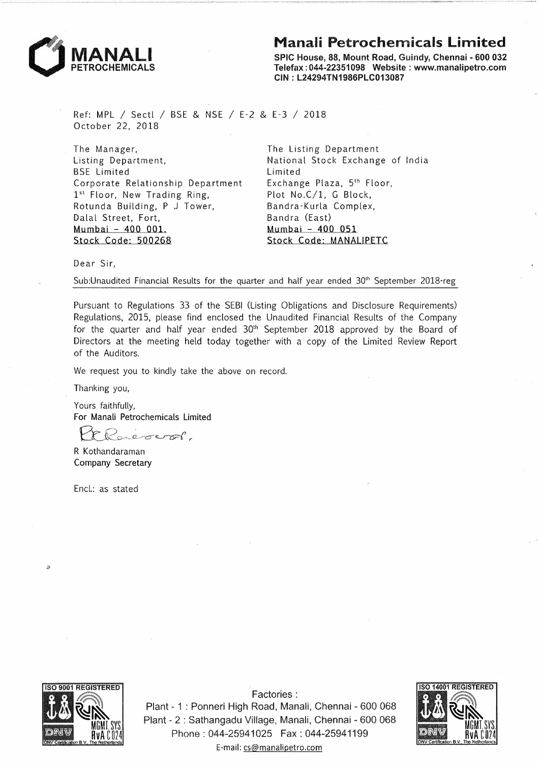**MANALI PETROCHEMICALS**

## Manali Petrochemicals Limited

**SPIC House, 88, Mount Road, Guindy, Chennai - 600 032**
**Telefax : 044-22351098 Website : www.manalipetro.com**
**CIN : L24294TN1986PLC013087**

Ref: MPL / Sectl / BSE & NSE / E-2 & E-3 / 2018
October 22, 2018

The Manager,
Listing Department,
BSE Limited
Corporate Relationship Department
1st Floor, New Trading Ring,
Rotunda Building, P J Tower,
Dalal Street, Fort,
Mumbai - 400 001.
Stock Code: 500268

The Listing Department
National Stock Exchange of India Limited
Exchange Plaza, 5th Floor,
Plot No.C/1, G Block,
Bandra-Kurla Complex,
Bandra (East)
Mumbai - 400 051
Stock Code: MANALIPETC

Dear Sir,

Sub:Unaudited Financial Results for the quarter and half year ended 30th September 2018-reg

Pursuant to Regulations 33 of the SEBI (Listing Obligations and Disclosure Requirements) Regulations, 2015, please find enclosed the Unaudited Financial Results of the Company for the quarter and half year ended 30th September 2018 approved by the Board of Directors at the meeting held today together with a copy of the Limited Review Report of the Auditors.

We request you to kindly take the above on record.

Thanking you,

Yours faithfully,
For Manali Petrochemicals Limited

R Kothandaraman
Company Secretary

Encl.: as stated

ISO 9001 REGISTERED

Factories :
Plant - 1 : Ponneri High Road, Manali, Chennai - 600 068
Plant - 2 : Sathangadu Village, Manali, Chennai - 600 068
Phone : 044-25941025 Fax : 044-25941199
E-mail: cs@manalipetro.com

ISO 14001 REGISTERED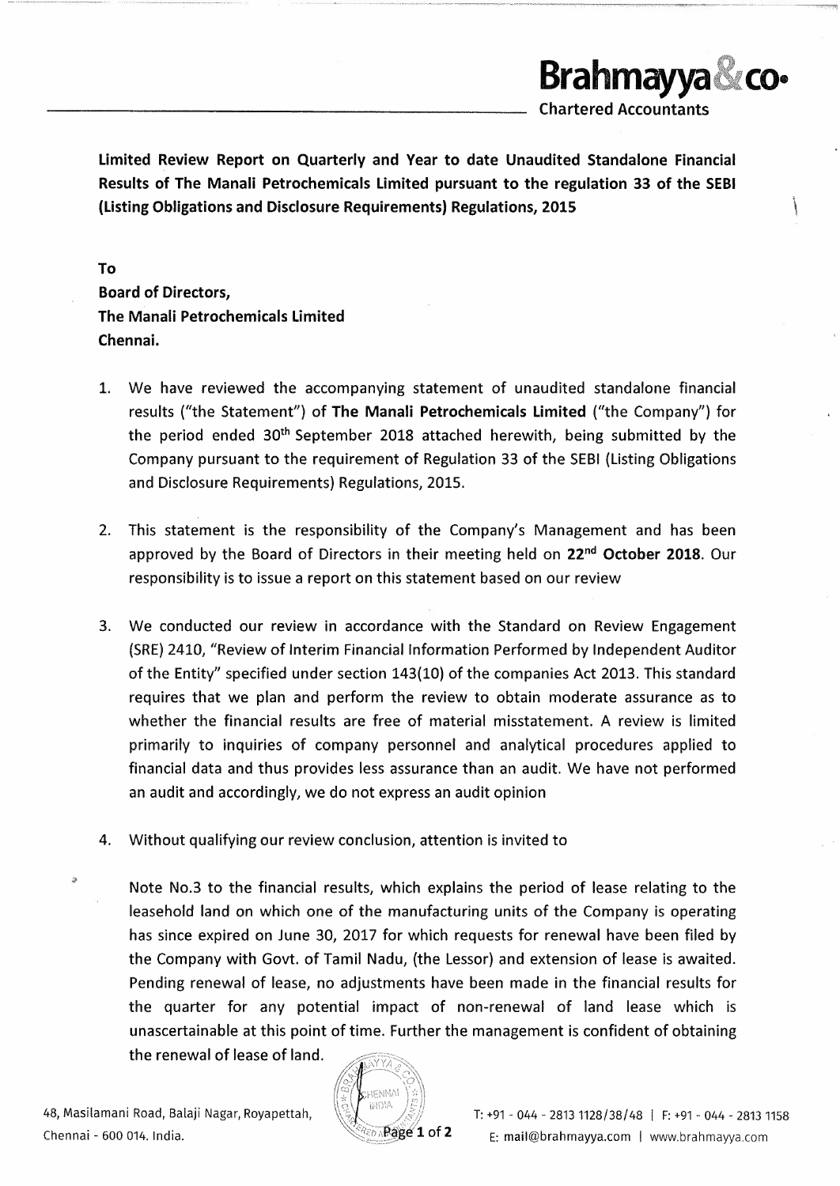**Brahmayya & co.**
Chartered Accountants

**Limited Review Report on Quarterly and Year to date Unaudited Standalone Financial Results of The Manali Petrochemicals Limited pursuant to the regulation 33 of the SEBI (Listing Obligations and Disclosure Requirements) Regulations, 2015**

**To**
**Board of Directors,**
**The Manali Petrochemicals Limited**
**Chennai.**

1. We have reviewed the accompanying statement of unaudited standalone financial results ("the Statement") of **The Manali Petrochemicals Limited** ("the Company") for the period ended 30th September 2018 attached herewith, being submitted by the Company pursuant to the requirement of Regulation 33 of the SEBI (Listing Obligations and Disclosure Requirements) Regulations, 2015.

2. This statement is the responsibility of the Company's Management and has been approved by the Board of Directors in their meeting held on **22nd October 2018**. Our responsibility is to issue a report on this statement based on our review

3. We conducted our review in accordance with the Standard on Review Engagement (SRE) 2410, "Review of Interim Financial Information Performed by Independent Auditor of the Entity" specified under section 143(10) of the companies Act 2013. This standard requires that we plan and perform the review to obtain moderate assurance as to whether the financial results are free of material misstatement. A review is limited primarily to inquiries of company personnel and analytical procedures applied to financial data and thus provides less assurance than an audit. We have not performed an audit and accordingly, we do not express an audit opinion

4. Without qualifying our review conclusion, attention is invited to

   Note No.3 to the financial results, which explains the period of lease relating to the leasehold land on which one of the manufacturing units of the Company is operating has since expired on June 30, 2017 for which requests for renewal have been filed by the Company with Govt. of Tamil Nadu, (the Lessor) and extension of lease is awaited. Pending renewal of lease, no adjustments have been made in the financial results for the quarter for any potential impact of non-renewal of land lease which is unascertainable at this point of time. Further the management is confident of obtaining the renewal of lease of land.

48, Masilamani Road, Balaji Nagar, Royapettah, Chennai - 600 014. India.

T: +91 - 044 - 2813 1128/38/48 | F: +91 - 044 - 2813 1158
E: mail@brahmayya.com | www.brahmayya.com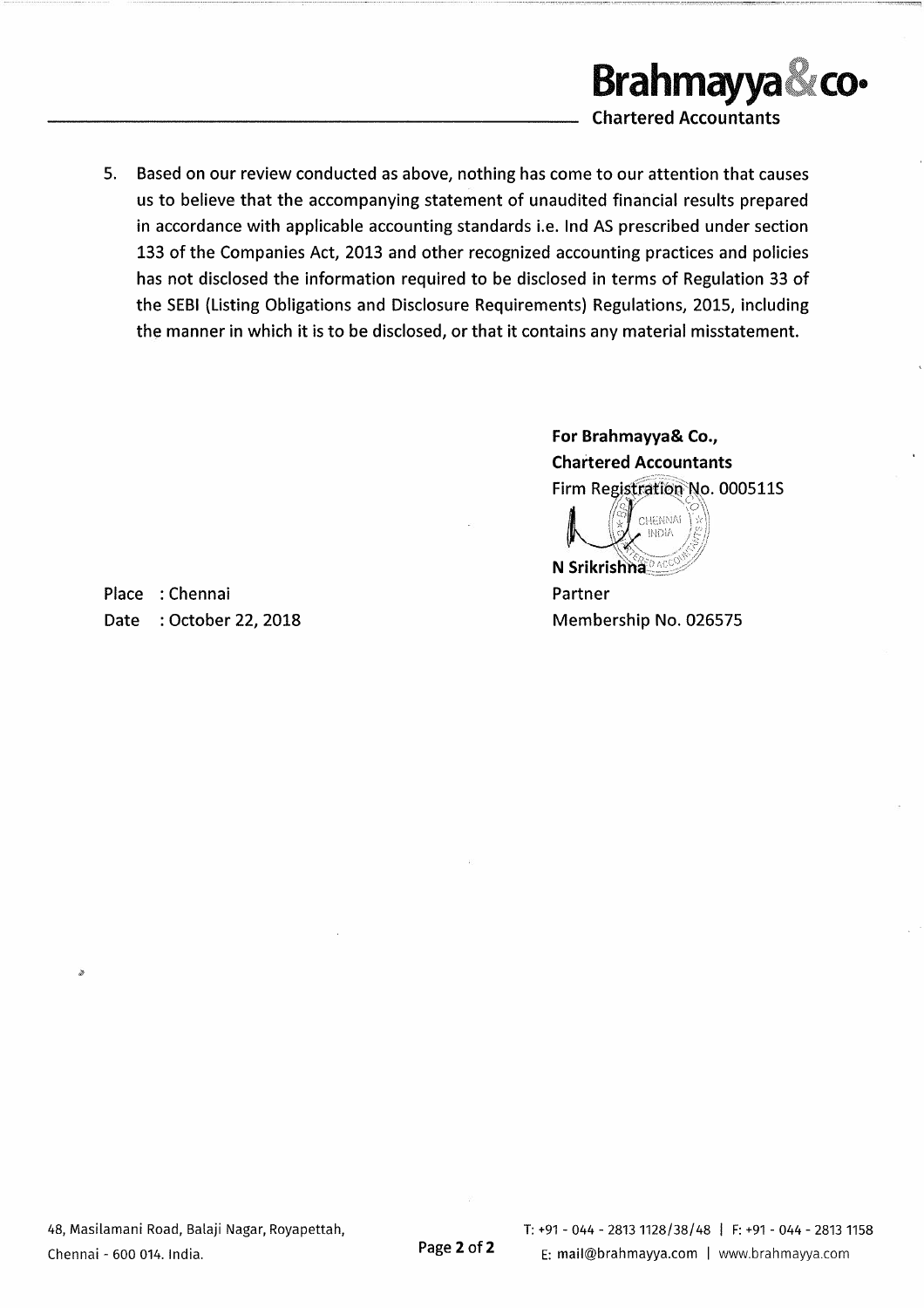5. Based on our review conducted as above, nothing has come to our attention that causes us to believe that the accompanying statement of unaudited financial results prepared in accordance with applicable accounting standards i.e. Ind AS prescribed under section 133 of the Companies Act, 2013 and other recognized accounting practices and policies has not disclosed the information required to be disclosed in terms of Regulation 33 of the SEBI (Listing Obligations and Disclosure Requirements) Regulations, 2015, including the manner in which it is to be disclosed, or that it contains any material misstatement.

**For Brahmayya& Co.,**
**Chartered Accountants**
Firm Registration No. 000511S

**N Srikrishna**
Partner
Membership No. 026575

Place : Chennai
Date : October 22, 2018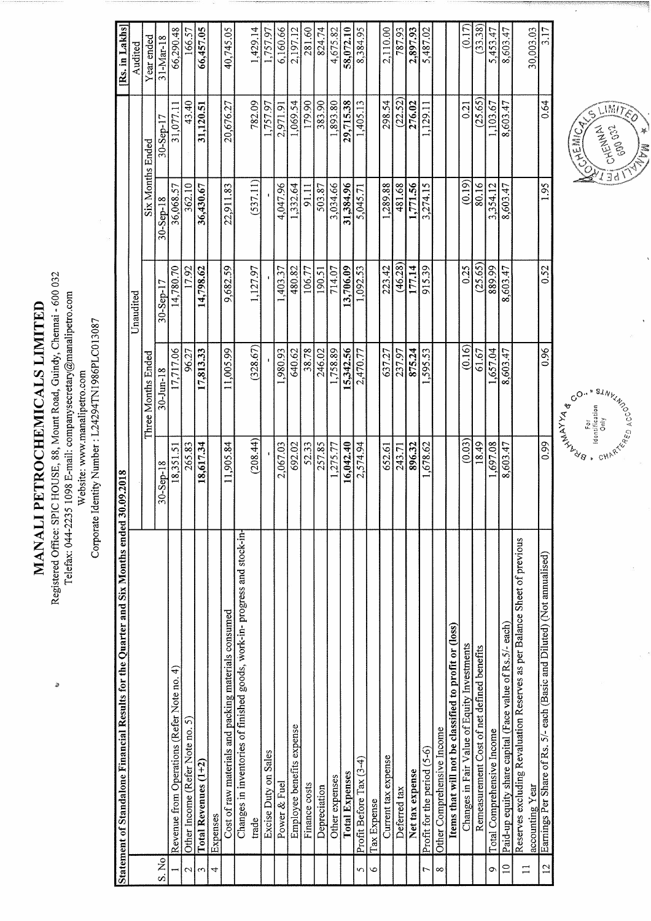# MANALI PETROCHEMICALS LIMITED

Registered Office: SPIC HOUSE, 88, Mount Road, Guindy, Chennai - 600 032
Telefax: 044-2235 1098 E-mail: companysecretary@manalipetro.com
Website: www.manalipetro.com
Corporate Identity Number : L24294TN1986PLC013087

| Statement of Standalone Financial Results for the Quarter and Six Months ended 30.09.2018 | | | | | | | [Rs. in Lakhs] |
|---|---|---|---|---|---|---|---|
| | | Unaudited | | | | | Audited |
| | | Three Months Ended | | | Six Months Ended | | Year ended |
| S. No | | 30-Sep-18 | 30-Jun-18 | 30-Sep-17 | 30-Sep-18 | 30-Sep-17 | 31-Mar-18 |
| 1 | Revenue from Operations (Refer Note no. 4) | 18,351.51 | 17,717.06 | 14,780.70 | 36,068.57 | 31,077.11 | 66,290.48 |
| 2 | Other Income (Refer Note no. 5) | 265.83 | 96.27 | 17.92 | 362.10 | 43.40 | 166.57 |
| 3 | **Total Revenues (1+2)** | **18,617.34** | **17,813.33** | **14,798.62** | **36,430.67** | **31,120.51** | **66,457.05** |
| 4 | Expenses | | | | | | |
| | Cost of raw materials and packing materials consumed | 11,905.84 | 11,005.99 | 9,682.59 | 22,911.83 | 20,676.27 | 40,745.05 |
| | Changes in inventories of finished goods, work-in- progress and stock-in-trade | (208.44) | (328.67) | 1,127.97 | (537.11) | 782.09 | 1,429.14 |
| | Excise Duty on Sales | - | - | - | - | 1,757.97 | 1,757.97 |
| | Power & Fuel | 2,067.03 | 1,980.93 | 1,403.37 | 4,047.96 | 2,971.91 | 6,160.66 |
| | Employee benefits expense | 692.02 | 640.62 | 480.82 | 1,332.64 | 1,069.54 | 2,197.12 |
| | Finance costs | 52.33 | 38.78 | 106.77 | 91.11 | 179.90 | 281.60 |
| | Depreciation | 257.85 | 246.02 | 190.51 | 503.87 | 383.90 | 824.74 |
| | Other expenses | 1,275.77 | 1,758.89 | 714.07 | 3,034.66 | 1,893.80 | 4,675.82 |
| | **Total Expenses** | **16,042.40** | **15,342.56** | **13,706.09** | **31,384.96** | **29,715.38** | **58,072.10** |
| 5 | Profit Before Tax (3-4) | 2,574.94 | 2,470.77 | 1,092.53 | 5,045.71 | 1,405.13 | 8,384.95 |
| 6 | Tax Expense | | | | | | |
| | Current tax expense | 652.61 | 637.27 | 223.42 | 1,289.88 | 298.54 | 2,110.00 |
| | Deferred tax | 243.71 | 237.97 | (46.28) | 481.68 | (22.52) | 787.93 |
| | **Net tax expense** | **896.32** | **875.24** | **177.14** | **1,771.56** | **276.02** | **2,897.93** |
| 7 | Profit for the period (5-6) | 1,678.62 | 1,595.53 | 915.39 | 3,274.15 | 1,129.11 | 5,487.02 |
| 8 | Other Comprehensive Income | | | | | | |
| | **Items that will not be classified to profit or (loss)** | | | | | | |
| | Changes in Fair Value of Equity Investments | (0.03) | (0.16) | 0.25 | (0.19) | 0.21 | (0.17) |
| | Remeasurement Cost of net defined benefits | 18.49 | 61.67 | (25.65) | 80.16 | (25.65) | (33.38) |
| 9 | Total Comprehensive Income | 1,697.08 | 1,657.04 | 889.99 | 3,354.12 | 1,103.67 | 5,453.47 |
| 10 | Paid-up equity share capital (Face value of Rs.5/- each) | 8,603.47 | 8,603.47 | 8,603.47 | 8,603.47 | 8,603.47 | 8,603.47 |
| 11 | Reserves excluding Revaluation Reserves as per Balance Sheet of previous accounting Year | | | | | | 30,003.03 |
| 12 | Earnings Per Share of Rs. 5/- each (Basic and Diluted) (Not annualised) | 0.99 | 0.96 | 0.52 | 1.95 | 0.64 | 3.17 |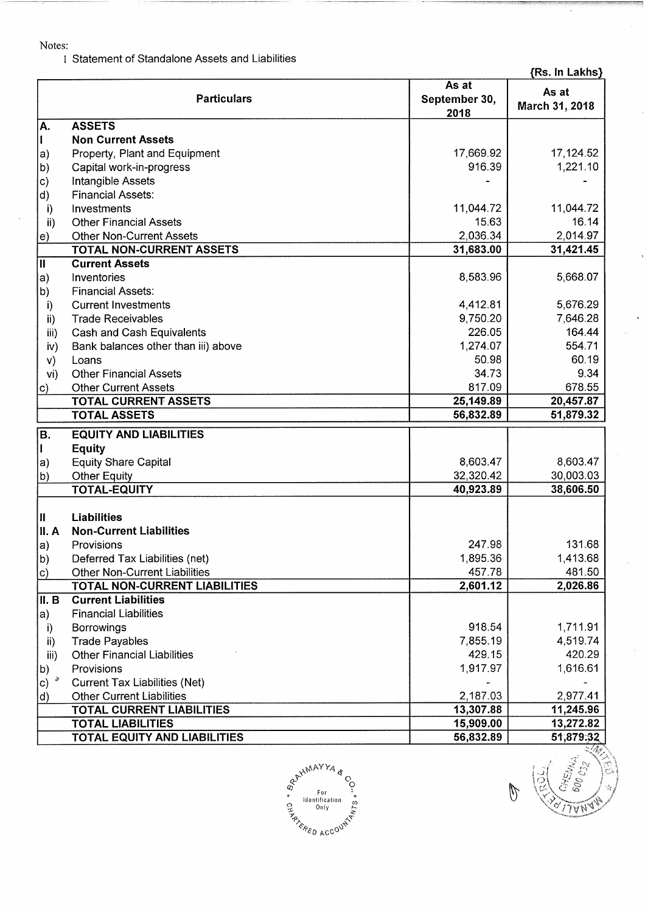Notes:

1 Statement of Standalone Assets and Liabilities

{Rs. In Lakhs}

| | Particulars | As at September 30, 2018 | As at March 31, 2018 |
|---|---|---|---|
| **A.** | **ASSETS** | | |
| **I** | **Non Current Assets** | | |
| a) | Property, Plant and Equipment | 17,669.92 | 17,124.52 |
| b) | Capital work-in-progress | 916.39 | 1,221.10 |
| c) | Intangible Assets | - | - |
| d) | Financial Assets: | | |
| i) | Investments | 11,044.72 | 11,044.72 |
| ii) | Other Financial Assets | 15.63 | 16.14 |
| e) | Other Non-Current Assets | 2,036.34 | 2,014.97 |
| | **TOTAL NON-CURRENT ASSETS** | **31,683.00** | **31,421.45** |
| **II** | **Current Assets** | | |
| a) | Inventories | 8,583.96 | 5,668.07 |
| b) | Financial Assets: | | |
| i) | Current Investments | 4,412.81 | 5,676.29 |
| ii) | Trade Receivables | 9,750.20 | 7,646.28 |
| iii) | Cash and Cash Equivalents | 226.05 | 164.44 |
| iv) | Bank balances other than iii) above | 1,274.07 | 554.71 |
| v) | Loans | 50.98 | 60.19 |
| vi) | Other Financial Assets | 34.73 | 9.34 |
| c) | Other Current Assets | 817.09 | 678.55 |
| | **TOTAL CURRENT ASSETS** | **25,149.89** | **20,457.87** |
| | **TOTAL ASSETS** | **56,832.89** | **51,879.32** |
| **B.** | **EQUITY AND LIABILITIES** | | |
| **I** | **Equity** | | |
| a) | Equity Share Capital | 8,603.47 | 8,603.47 |
| b) | Other Equity | 32,320.42 | 30,003.03 |
| | **TOTAL-EQUITY** | **40,923.89** | **38,606.50** |
| **II** | **Liabilities** | | |
| **II. A** | **Non-Current Liabilities** | | |
| a) | Provisions | 247.98 | 131.68 |
| b) | Deferred Tax Liabilities (net) | 1,895.36 | 1,413.68 |
| c) | Other Non-Current Liabilities | 457.78 | 481.50 |
| | **TOTAL NON-CURRENT LIABILITIES** | **2,601.12** | **2,026.86** |
| **II. B** | **Current Liabilities** | | |
| a) | Financial Liabilities | | |
| i) | Borrowings | 918.54 | 1,711.91 |
| ii) | Trade Payables | 7,855.19 | 4,519.74 |
| iii) | Other Financial Liabilities | 429.15 | 420.29 |
| b) | Provisions | 1,917.97 | 1,616.61 |
| c) | Current Tax Liabilities (Net) | - | - |
| d) | Other Current Liabilities | 2,187.03 | 2,977.41 |
| | **TOTAL CURRENT LIABILITIES** | **13,307.88** | **11,245.96** |
| | **TOTAL LIABILITIES** | **15,909.00** | **13,272.82** |
| | **TOTAL EQUITY AND LIABILITIES** | **56,832.89** | **51,879.32** |

BRAHMAYYA & CO. CHARTERED ACCOUNTANTS — For Identification Only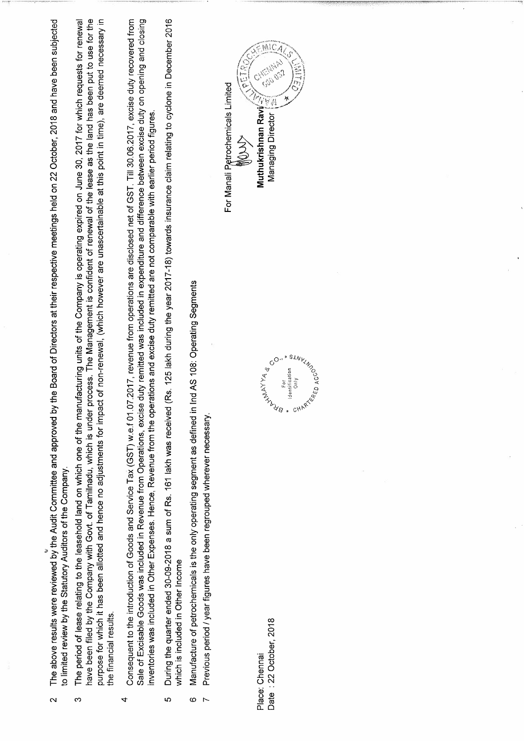2. The above results were reviewed by the Audit Committee and approved by the Board of Directors at their respective meetings held on 22 October, 2018 and have been subjected to limited review by the Statutory Auditors of the Company.

3. The period of lease relating to the leasehold land on which one of the manufacturing units of the Company is operating expired on June 30, 2017 for which requests for renewal have been filed by the Company with Govt. of Tamilnadu, which is under process. The Management is confident of renewal of the lease as the land has been put to use for the purpose for which it has been allotted and hence no adjustments for impact of non-renewal, (which however are unascertainable at this point in time), are deemed necessary in the financial results.

4. Consequent to the introduction of Goods and Service Tax (GST) w.e.f 01.07.2017, revenue from operations are disclosed net of GST. Till 30.06.2017, excise duty recovered from Sale of Excisable Goods was included in Revenue from Operations, excise duty remitted was included in expenditure and difference between excise duty on opening and closing inventories was included in Other Expenses. Hence, Revenue from the operations and excise duty remitted are not comparable with earlier period figures.

5. During the quarter ended 30-09-2018 a sum of Rs. 161 lakh was received (Rs. 125 lakh during the year 2017-18) towards insurance claim relating to cyclone in December 2016 which is included in Other Income

6. Manufacture of petrochemicals is the only operating segment as defined in Ind AS 108: Operating Segments

7. Previous period / year figures have been regrouped wherever necessary.

Place: Chennai
Date : 22 October, 2018

For Manali Petrochemicals Limited

**Muthukrishnan Ravi**
Managing Director